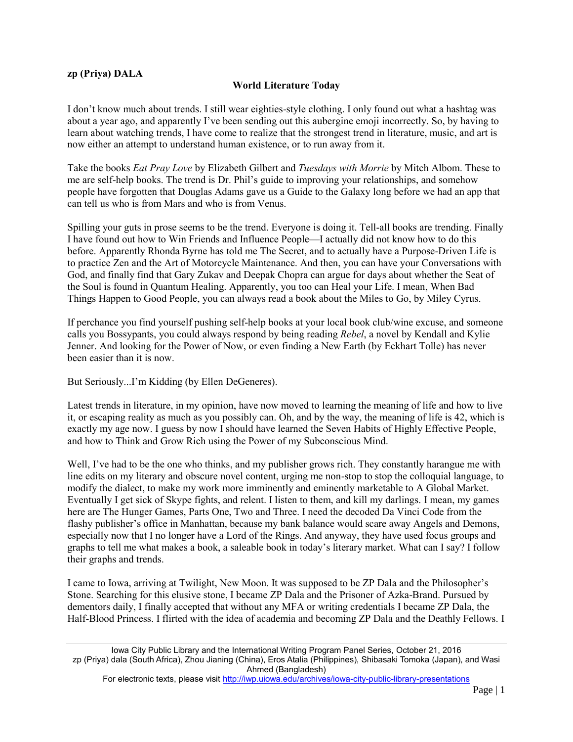**zp (Priya) DALA**

**World Literature Today**

I don't know much about trends. I still wear eighties-style clothing. I only found out what a hashtag was about a year ago, and apparently I've been sending out this aubergine emoji incorrectly. So, by having to learn about watching trends, I have come to realize that the strongest trend in literature, music, and art is now either an attempt to understand human existence, or to run away from it.

Take the books *Eat Pray Love* by Elizabeth Gilbert and *Tuesdays with Morrie* by Mitch Albom. These to me are self-help books. The trend is Dr. Phil's guide to improving your relationships, and somehow people have forgotten that Douglas Adams gave us a Guide to the Galaxy long before we had an app that can tell us who is from Mars and who is from Venus.

Spilling your guts in prose seems to be the trend. Everyone is doing it. Tell-all books are trending. Finally I have found out how to Win Friends and Influence People—I actually did not know how to do this before. Apparently Rhonda Byrne has told me The Secret, and to actually have a Purpose-Driven Life is to practice Zen and the Art of Motorcycle Maintenance. And then, you can have your Conversations with God, and finally find that Gary Zukav and Deepak Chopra can argue for days about whether the Seat of the Soul is found in Quantum Healing. Apparently, you too can Heal your Life. I mean, When Bad Things Happen to Good People, you can always read a book about the Miles to Go, by Miley Cyrus.

If perchance you find yourself pushing self-help books at your local book club/wine excuse, and someone calls you Bossypants, you could always respond by being reading *Rebel*, a novel by Kendall and Kylie Jenner. And looking for the Power of Now, or even finding a New Earth (by Eckhart Tolle) has never been easier than it is now.

But Seriously...I'm Kidding (by Ellen DeGeneres).

Latest trends in literature, in my opinion, have now moved to learning the meaning of life and how to live it, or escaping reality as much as you possibly can. Oh, and by the way, the meaning of life is 42, which is exactly my age now. I guess by now I should have learned the Seven Habits of Highly Effective People, and how to Think and Grow Rich using the Power of my Subconscious Mind.

Well, I've had to be the one who thinks, and my publisher grows rich. They constantly harangue me with line edits on my literary and obscure novel content, urging me non-stop to stop the colloquial language, to modify the dialect, to make my work more imminently and eminently marketable to A Global Market. Eventually I get sick of Skype fights, and relent. I listen to them, and kill my darlings. I mean, my games here are The Hunger Games, Parts One, Two and Three. I need the decoded Da Vinci Code from the flashy publisher's office in Manhattan, because my bank balance would scare away Angels and Demons, especially now that I no longer have a Lord of the Rings. And anyway, they have used focus groups and graphs to tell me what makes a book, a saleable book in today's literary market. What can I say? I follow their graphs and trends.

I came to Iowa, arriving at Twilight, New Moon. It was supposed to be ZP Dala and the Philosopher's Stone. Searching for this elusive stone, I became ZP Dala and the Prisoner of Azka-Brand. Pursued by dementors daily, I finally accepted that without any MFA or writing credentials I became ZP Dala, the Half-Blood Princess. I flirted with the idea of academia and becoming ZP Dala and the Deathly Fellows. I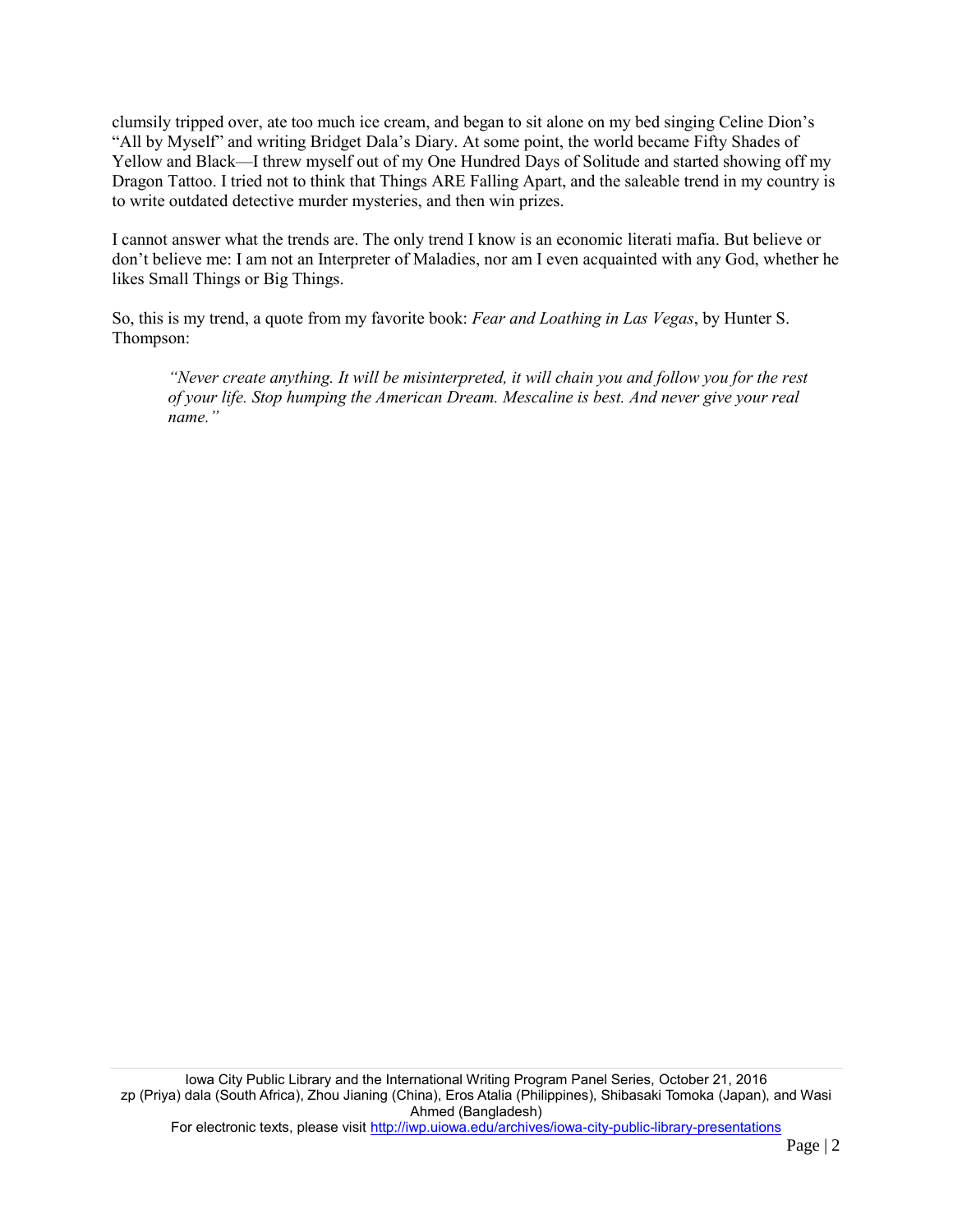clumsily tripped over, ate too much ice cream, and began to sit alone on my bed singing Celine Dion's "All by Myself" and writing Bridget Dala's Diary. At some point, the world became Fifty Shades of Yellow and Black—I threw myself out of my One Hundred Days of Solitude and started showing off my Dragon Tattoo. I tried not to think that Things ARE Falling Apart, and the saleable trend in my country is to write outdated detective murder mysteries, and then win prizes.

I cannot answer what the trends are. The only trend I know is an economic literati mafia. But believe or don't believe me: I am not an Interpreter of Maladies, nor am I even acquainted with any God, whether he likes Small Things or Big Things.

So, this is my trend, a quote from my favorite book: *Fear and Loathing in Las Vegas*, by Hunter S. Thompson:

> *"Never create anything. It will be misinterpreted, it will chain you and follow you for the rest of your life. Stop humping the American Dream. Mescaline is best. And never give your real name."*